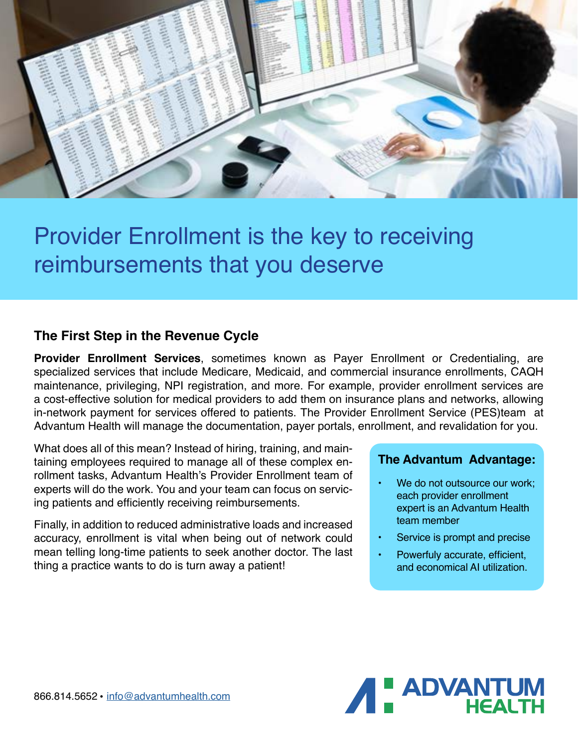# Provider Enrollment is the key to receiving reimbursements that you deserve

## The First Step in the Revenue Cycle

**Provider Enrollment Services**, sometimes known as Payer Enrollment or Credentialing, are specialized services that include Medicare, Medicaid, and commercial insurance enrollments, CAQH maintenance, privileging, NPI registration, and more. For example, provider enrollment services are a cost-effective solution for medical providers to add them on insurance plans and networks, allowing in-network payment for services offered to patients. The Provider Enrollment Service (PES)team at Advantum Health will manage the documentation, payer portals, enrollment, and revalidation for you.

What does all of this mean? Instead of hiring, training, and maintaining employees required to manage all of these complex enrollment tasks, Advantum Health's Provider Enrollment team of experts will do the work. You and your team can focus on servicing patients and efficiently receiving reimbursements.

Finally, in addition to reduced administrative loads and increased accuracy, enrollment is vital when being out of network could mean telling long-time patients to seek another doctor. The last thing a practice wants to do is turn away a patient!

### The Advantum Advantage:

- We do not outsource our work; each provider enrollment expert is an Advantum Health team member
- Service is prompt and precise
- Powerfuly accurate, efficient, and economical AI utilization.

866.814.5652 • info@advantumhealth.com

ADVANTUM HEALTH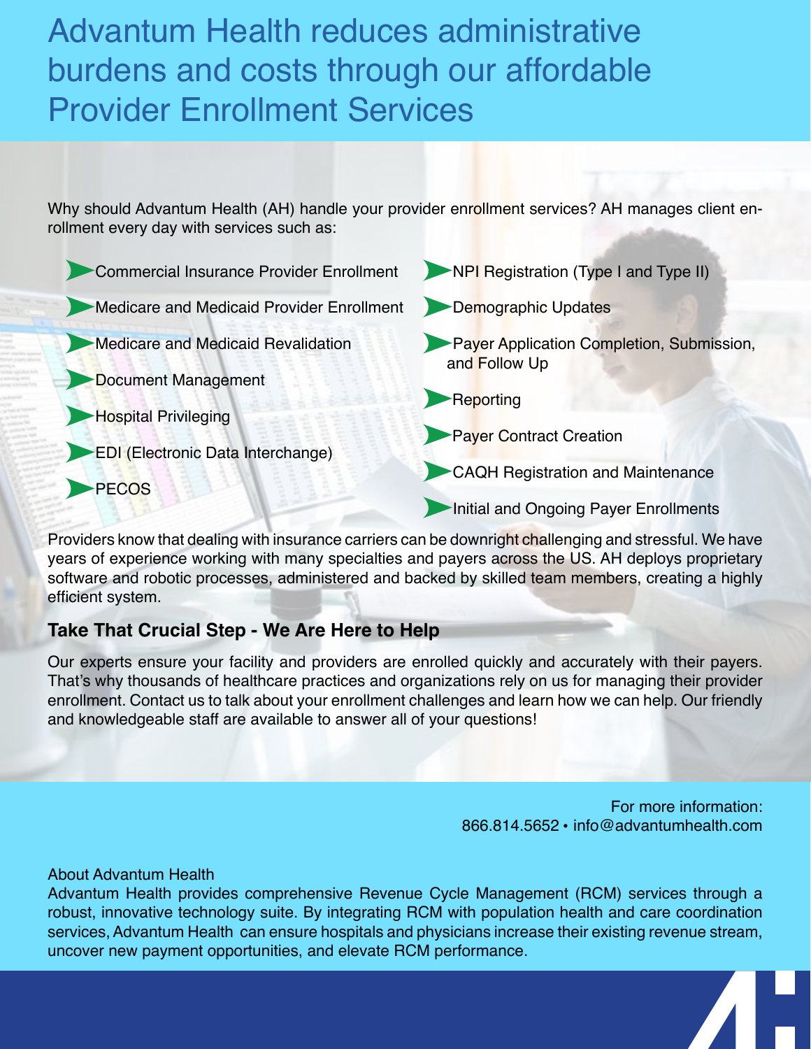# Advantum Health reduces administrative burdens and costs through our affordable Provider Enrollment Services

Why should Advantum Health (AH) handle your provider enrollment services? AH manages client enrollment every day with services such as:

- Commercial Insurance Provider Enrollment
- Medicare and Medicaid Provider Enrollment
- Medicare and Medicaid Revalidation
- Document Management
- Hospital Privileging
- EDI (Electronic Data Interchange)
- PECOS
- NPI Registration (Type I and Type II)
- Demographic Updates
- Payer Application Completion, Submission, and Follow Up
- Reporting
- Payer Contract Creation
- CAQH Registration and Maintenance
- Initial and Ongoing Payer Enrollments

Providers know that dealing with insurance carriers can be downright challenging and stressful. We have years of experience working with many specialties and payers across the US. AH deploys proprietary software and robotic processes, administered and backed by skilled team members, creating a highly efficient system.

## Take That Crucial Step - We Are Here to Help

Our experts ensure your facility and providers are enrolled quickly and accurately with their payers. That's why thousands of healthcare practices and organizations rely on us for managing their provider enrollment. Contact us to talk about your enrollment challenges and learn how we can help. Our friendly and knowledgeable staff are available to answer all of your questions!

For more information:
866.814.5652 • info@advantumhealth.com

About Advantum Health

Advantum Health provides comprehensive Revenue Cycle Management (RCM) services through a robust, innovative technology suite. By integrating RCM with population health and care coordination services, Advantum Health can ensure hospitals and physicians increase their existing revenue stream, uncover new payment opportunities, and elevate RCM performance.